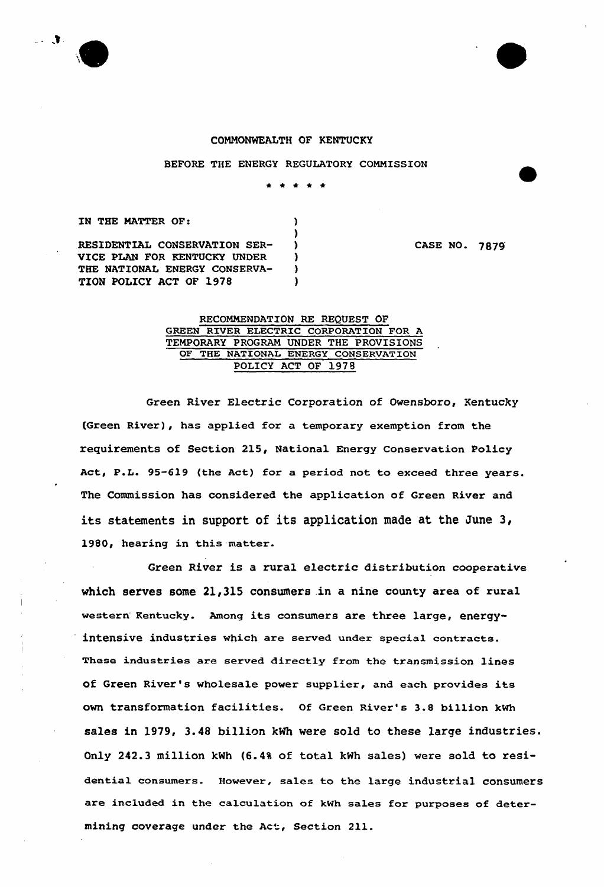COMMONWEALTH OF KENTUCKY

BEFORE THE ENERGY REGULATORY COMMISSION

\* \* \* \* \*

IN THE MATTER OF:

RESIDENTIAL CONSERVATION SERVICE PLAN FOR KENTUCKY UNDER THE NATIONAL ENERGY CONSERVATION POLICY ACT OF 1978 ) CASE NO. 7879

RECOMMENDATION RE REQUEST OF GREEN RIVER ELECTRIC CORPORATION FOR A TEMPORARY PROGRAM UNDER THE PROVISIONS OF THE NATIONAL ENERGY CONSERVATION POLICY ACT OF 1978

Green River Electric Corporation of Owensboro, Kentucky (Green River), has applied for a temporary exemption from the requirements of Section 215, National Energy Conservation Policy Act, P.L. 95-619 (the Act) for a period not to exceed three years. The Commission has considered the application of Green River and its statements in support of its application made at the June 3, 1980, hearing in this matter.

Green River is a rural electric distribution cooperative which serves some 21,315 consumers in a nine county area of rural western Kentucky. Among its consumers are three large, energy-intensive industries which are served under special contracts. These industries are served directly from the transmission lines of Green River's wholesale power supplier, and each provides its own transformation facilities. Of Green River's 3.8 billion kWh sales in 1979, 3.48 billion kWh were sold to these large industries. Only 242.3 million kWh (6.4% of total kWh sales) were sold to residential consumers. However, sales to the large industrial consumers are included in the calculation of kWh sales for purposes of determining coverage under the Act, Section 211.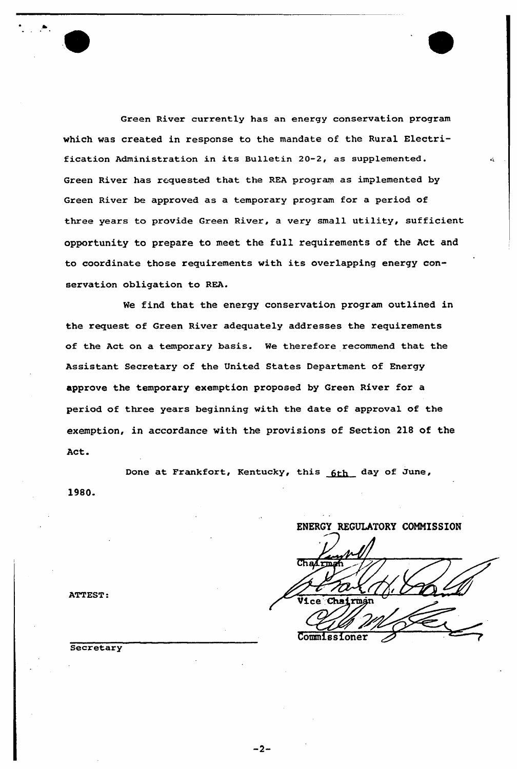Green River currently has an energy conservation program which was created in response to the mandate of the Rural Electrification Administration in its Bulletin 20-2, as supplemented. Green River has requested that the REA program as implemented by Green River be approved as a temporary program for a period of three years to provide Green River, a very small utility, sufficient opportunity to prepare to meet the full requirements of the Act and to coordinate those requirements with its overlapping energy conservation obligation to REA.

We find that the energy conservation program outlined in the request of Green River adequately addresses the requirements of the Act on a temporary basis. We therefore recommend that the Assistant Secretary of the United States Department of Energy approve the temporary exemption proposed by Green River for a period of three years beginning with the date of approval of the exemption, in accordance with the provisions of Section 218 of the Act.

Done at Frankfort, Kentucky, this 6th day of June, 1980.

ENERGY REGULATORY COMMISSION

Chairman

Vice Chairman

Commissioner

ATTEST:

Secretary